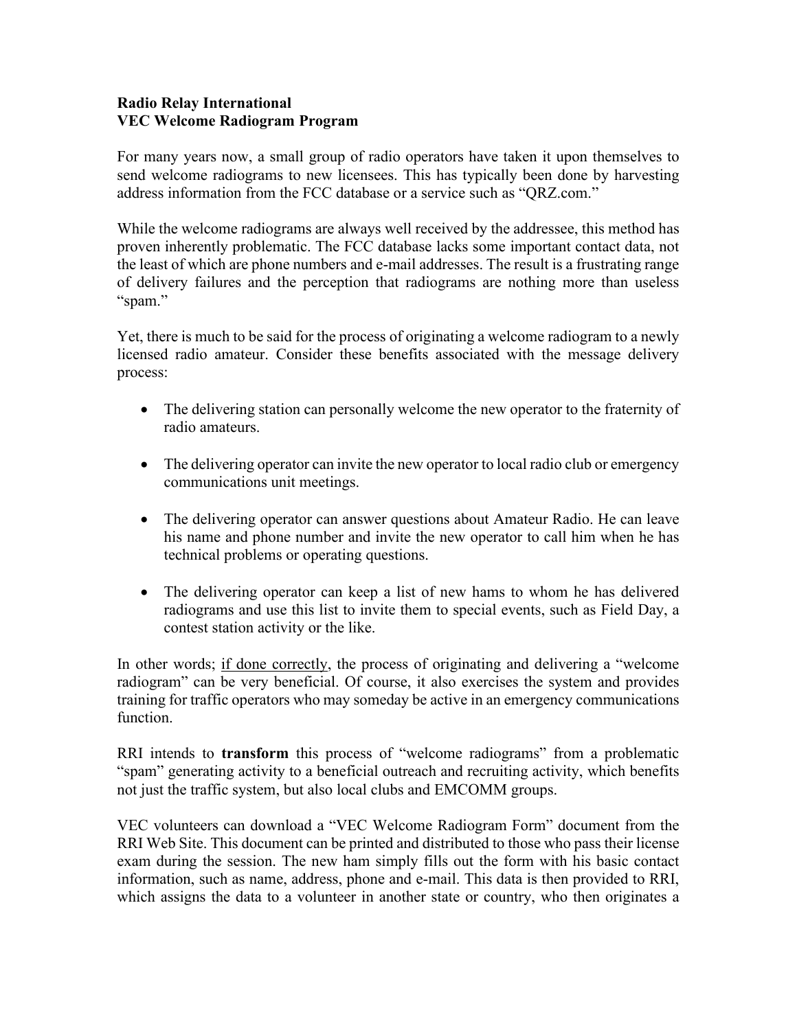**Radio Relay International**
**VEC Welcome Radiogram Program**

For many years now, a small group of radio operators have taken it upon themselves to send welcome radiograms to new licensees. This has typically been done by harvesting address information from the FCC database or a service such as "QRZ.com."

While the welcome radiograms are always well received by the addressee, this method has proven inherently problematic. The FCC database lacks some important contact data, not the least of which are phone numbers and e-mail addresses. The result is a frustrating range of delivery failures and the perception that radiograms are nothing more than useless "spam."

Yet, there is much to be said for the process of originating a welcome radiogram to a newly licensed radio amateur. Consider these benefits associated with the message delivery process:

- The delivering station can personally welcome the new operator to the fraternity of radio amateurs.
- The delivering operator can invite the new operator to local radio club or emergency communications unit meetings.
- The delivering operator can answer questions about Amateur Radio. He can leave his name and phone number and invite the new operator to call him when he has technical problems or operating questions.
- The delivering operator can keep a list of new hams to whom he has delivered radiograms and use this list to invite them to special events, such as Field Day, a contest station activity or the like.

In other words; <u>if done correctly</u>, the process of originating and delivering a "welcome radiogram" can be very beneficial. Of course, it also exercises the system and provides training for traffic operators who may someday be active in an emergency communications function.

RRI intends to **transform** this process of "welcome radiograms" from a problematic "spam" generating activity to a beneficial outreach and recruiting activity, which benefits not just the traffic system, but also local clubs and EMCOMM groups.

VEC volunteers can download a "VEC Welcome Radiogram Form" document from the RRI Web Site. This document can be printed and distributed to those who pass their license exam during the session. The new ham simply fills out the form with his basic contact information, such as name, address, phone and e-mail. This data is then provided to RRI, which assigns the data to a volunteer in another state or country, who then originates a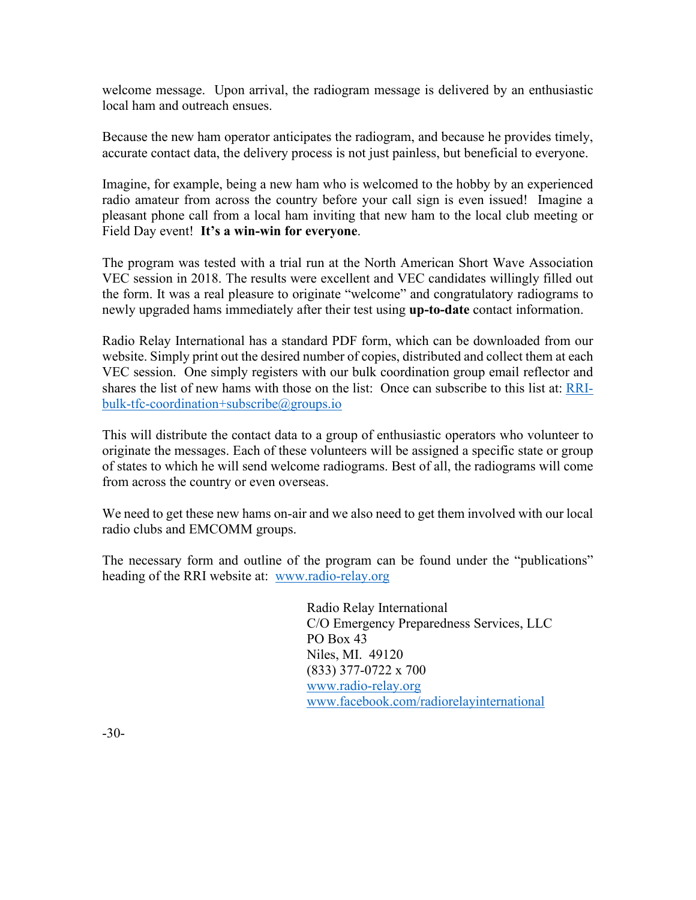welcome message. Upon arrival, the radiogram message is delivered by an enthusiastic local ham and outreach ensues.

Because the new ham operator anticipates the radiogram, and because he provides timely, accurate contact data, the delivery process is not just painless, but beneficial to everyone.

Imagine, for example, being a new ham who is welcomed to the hobby by an experienced radio amateur from across the country before your call sign is even issued! Imagine a pleasant phone call from a local ham inviting that new ham to the local club meeting or Field Day event! **It's a win-win for everyone**.

The program was tested with a trial run at the North American Short Wave Association VEC session in 2018. The results were excellent and VEC candidates willingly filled out the form. It was a real pleasure to originate "welcome" and congratulatory radiograms to newly upgraded hams immediately after their test using **up-to-date** contact information.

Radio Relay International has a standard PDF form, which can be downloaded from our website. Simply print out the desired number of copies, distributed and collect them at each VEC session. One simply registers with our bulk coordination group email reflector and shares the list of new hams with those on the list: Once can subscribe to this list at: RRI-bulk-tfc-coordination+subscribe@groups.io

This will distribute the contact data to a group of enthusiastic operators who volunteer to originate the messages. Each of these volunteers will be assigned a specific state or group of states to which he will send welcome radiograms. Best of all, the radiograms will come from across the country or even overseas.

We need to get these new hams on-air and we also need to get them involved with our local radio clubs and EMCOMM groups.

The necessary form and outline of the program can be found under the "publications" heading of the RRI website at: www.radio-relay.org

Radio Relay International
C/O Emergency Preparedness Services, LLC
PO Box 43
Niles, MI. 49120
(833) 377-0722 x 700
www.radio-relay.org
www.facebook.com/radiorelayinternational

-30-